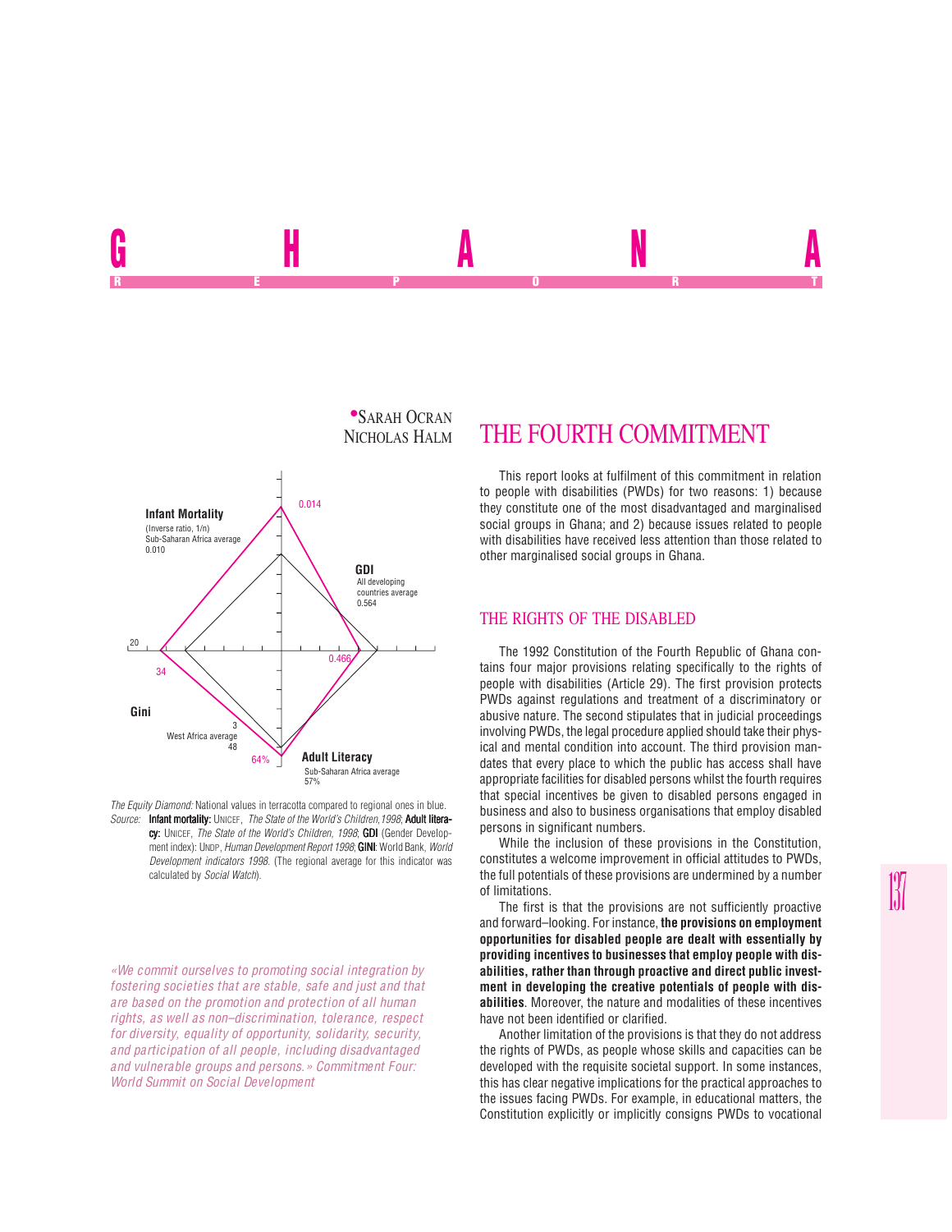# GHANA

REPORT

• SARAH OCRAN
NICHOLAS HALM

Infant Mortality
(Inverse ratio, 1/n)
Sub-Saharan Africa average
0.010

0.014

GDI
All developing countries average
0.564

20

0.466

34

Gini

3
West Africa average
48

64%

Adult Literacy
Sub-Saharan Africa average
57%

*The Equity Diamond:* National values in terracotta compared to regional ones in blue.
*Source:* **Infant mortality:** UNICEF, *The State of the World's Children,1998*; **Adult literacy:** UNICEF, *The State of the World's Children, 1998*; **GDI** (Gender Development index): UNDP, *Human Development Report 1998*; **GINI**: World Bank, *World Development indicators 1998*. (The regional average for this indicator was calculated by *Social Watch*).

*«We commit ourselves to promoting social integration by fostering societies that are stable, safe and just and that are based on the promotion and protection of all human rights, as well as non–discrimination, tolerance, respect for diversity, equality of opportunity, solidarity, security, and participation of all people, including disadvantaged and vulnerable groups and persons.» Commitment Four: World Summit on Social Development*

## THE FOURTH COMMITMENT

This report looks at fulfilment of this commitment in relation to people with disabilities (PWDs) for two reasons: 1) because they constitute one of the most disadvantaged and marginalised social groups in Ghana; and 2) because issues related to people with disabilities have received less attention than those related to other marginalised social groups in Ghana.

### THE RIGHTS OF THE DISABLED

The 1992 Constitution of the Fourth Republic of Ghana contains four major provisions relating specifically to the rights of people with disabilities (Article 29). The first provision protects PWDs against regulations and treatment of a discriminatory or abusive nature. The second stipulates that in judicial proceedings involving PWDs, the legal procedure applied should take their physical and mental condition into account. The third provision mandates that every place to which the public has access shall have appropriate facilities for disabled persons whilst the fourth requires that special incentives be given to disabled persons engaged in business and also to business organisations that employ disabled persons in significant numbers.

While the inclusion of these provisions in the Constitution, constitutes a welcome improvement in official attitudes to PWDs, the full potentials of these provisions are undermined by a number of limitations.

The first is that the provisions are not sufficiently proactive and forward–looking. For instance, **the provisions on employment opportunities for disabled people are dealt with essentially by providing incentives to businesses that employ people with disabilities, rather than through proactive and direct public investment in developing the creative potentials of people with disabilities**. Moreover, the nature and modalities of these incentives have not been identified or clarified.

Another limitation of the provisions is that they do not address the rights of PWDs, as people whose skills and capacities can be developed with the requisite societal support. In some instances, this has clear negative implications for the practical approaches to the issues facing PWDs. For example, in educational matters, the Constitution explicitly or implicitly consigns PWDs to vocational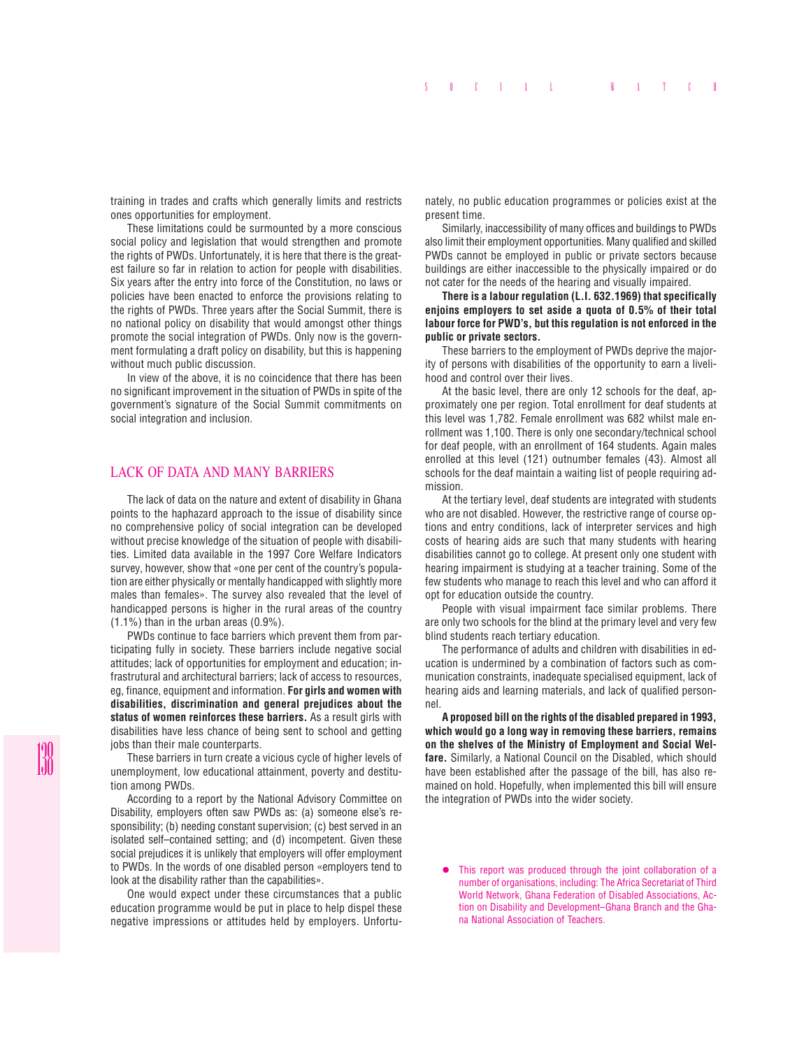training in trades and crafts which generally limits and restricts ones opportunities for employment.

These limitations could be surmounted by a more conscious social policy and legislation that would strengthen and promote the rights of PWDs. Unfortunately, it is here that there is the greatest failure so far in relation to action for people with disabilities. Six years after the entry into force of the Constitution, no laws or policies have been enacted to enforce the provisions relating to the rights of PWDs. Three years after the Social Summit, there is no national policy on disability that would amongst other things promote the social integration of PWDs. Only now is the government formulating a draft policy on disability, but this is happening without much public discussion.

In view of the above, it is no coincidence that there has been no significant improvement in the situation of PWDs in spite of the government's signature of the Social Summit commitments on social integration and inclusion.

## LACK OF DATA AND MANY BARRIERS

The lack of data on the nature and extent of disability in Ghana points to the haphazard approach to the issue of disability since no comprehensive policy of social integration can be developed without precise knowledge of the situation of people with disabilities. Limited data available in the 1997 Core Welfare Indicators survey, however, show that «one per cent of the country's population are either physically or mentally handicapped with slightly more males than females». The survey also revealed that the level of handicapped persons is higher in the rural areas of the country (1.1%) than in the urban areas (0.9%).

PWDs continue to face barriers which prevent them from participating fully in society. These barriers include negative social attitudes; lack of opportunities for employment and education; infrastrutural and architectural barriers; lack of access to resources, eg, finance, equipment and information. **For girls and women with disabilities, discrimination and general prejudices about the status of women reinforces these barriers.** As a result girls with disabilities have less chance of being sent to school and getting jobs than their male counterparts.

These barriers in turn create a vicious cycle of higher levels of unemployment, low educational attainment, poverty and destitution among PWDs.

According to a report by the National Advisory Committee on Disability, employers often saw PWDs as: (a) someone else's responsibility; (b) needing constant supervision; (c) best served in an isolated self–contained setting; and (d) incompetent. Given these social prejudices it is unlikely that employers will offer employment to PWDs. In the words of one disabled person «employers tend to look at the disability rather than the capabilities».

One would expect under these circumstances that a public education programme would be put in place to help dispel these negative impressions or attitudes held by employers. Unfortunately, no public education programmes or policies exist at the present time.

Similarly, inaccessibility of many offices and buildings to PWDs also limit their employment opportunities. Many qualified and skilled PWDs cannot be employed in public or private sectors because buildings are either inaccessible to the physically impaired or do not cater for the needs of the hearing and visually impaired.

**There is a labour regulation (L.I. 632.1969) that specifically enjoins employers to set aside a quota of 0.5% of their total labour force for PWD's, but this regulation is not enforced in the public or private sectors.**

These barriers to the employment of PWDs deprive the majority of persons with disabilities of the opportunity to earn a livelihood and control over their lives.

At the basic level, there are only 12 schools for the deaf, approximately one per region. Total enrollment for deaf students at this level was 1,782. Female enrollment was 682 whilst male enrollment was 1,100. There is only one secondary/technical school for deaf people, with an enrollment of 164 students. Again males enrolled at this level (121) outnumber females (43). Almost all schools for the deaf maintain a waiting list of people requiring admission.

At the tertiary level, deaf students are integrated with students who are not disabled. However, the restrictive range of course options and entry conditions, lack of interpreter services and high costs of hearing aids are such that many students with hearing disabilities cannot go to college. At present only one student with hearing impairment is studying at a teacher training. Some of the few students who manage to reach this level and who can afford it opt for education outside the country.

People with visual impairment face similar problems. There are only two schools for the blind at the primary level and very few blind students reach tertiary education.

The performance of adults and children with disabilities in education is undermined by a combination of factors such as communication constraints, inadequate specialised equipment, lack of hearing aids and learning materials, and lack of qualified personnel.

**A proposed bill on the rights of the disabled prepared in 1993, which would go a long way in removing these barriers, remains on the shelves of the Ministry of Employment and Social Welfare.** Similarly, a National Council on the Disabled, which should have been established after the passage of the bill, has also remained on hold. Hopefully, when implemented this bill will ensure the integration of PWDs into the wider society.

- This report was produced through the joint collaboration of a number of organisations, including: The Africa Secretariat of Third World Network, Ghana Federation of Disabled Associations, Action on Disability and Development–Ghana Branch and the Ghana National Association of Teachers.